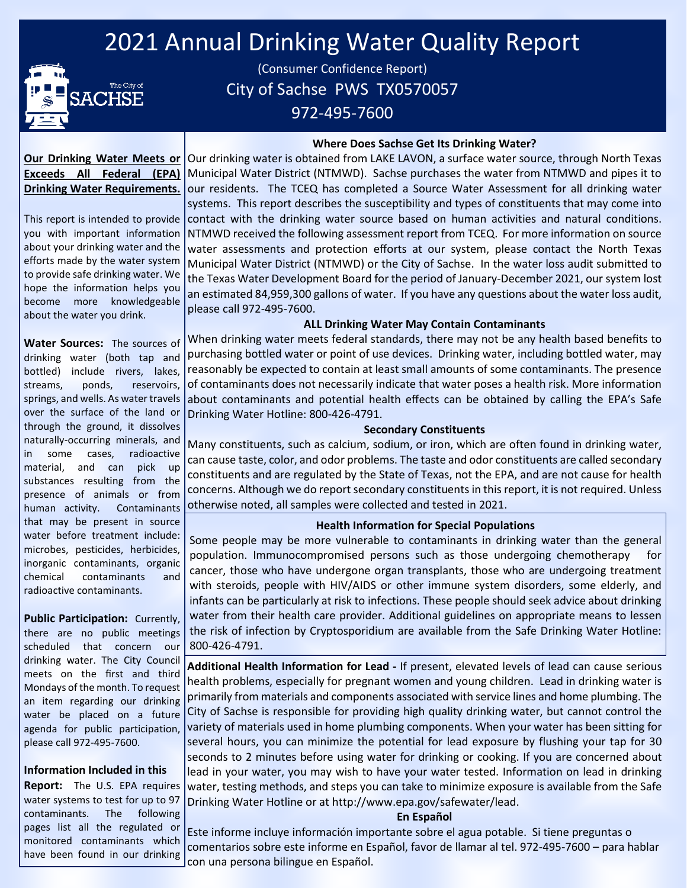# 2021 Annual Drinking Water Quality Report

(Consumer Confidence Report)

City of Sachse PWS TX0570057

972-495-7600

**Our Drinking Water Meets or Exceeds All Federal (EPA) Drinking Water Requirements.**

This report is intended to provide you with important information about your drinking water and the efforts made by the water system to provide safe drinking water. We hope the information helps you become more knowledgeable about the water you drink.

**Water Sources:** The sources of drinking water (both tap and bottled) include rivers, lakes, streams, ponds, reservoirs, springs, and wells. As water travels over the surface of the land or through the ground, it dissolves naturally-occurring minerals, and in some cases, radioactive material, and can pick up substances resulting from the presence of animals or from human activity. Contaminants that may be present in source water before treatment include: microbes, pesticides, herbicides, inorganic contaminants, organic chemical contaminants and radioactive contaminants.

**Public Participation:** Currently, there are no public meetings scheduled that concern our drinking water. The City Council meets on the first and third Mondays of the month. To request an item regarding our drinking water be placed on a future agenda for public participation, please call 972-495-7600.

**Information Included in this Report:** The U.S. EPA requires water systems to test for up to 97 contaminants. The following pages list all the regulated or monitored contaminants which have been found in our drinking

### Where Does Sachse Get Its Drinking Water?

Our drinking water is obtained from LAKE LAVON, a surface water source, through North Texas Municipal Water District (NTMWD). Sachse purchases the water from NTMWD and pipes it to our residents. The TCEQ has completed a Source Water Assessment for all drinking water systems. This report describes the susceptibility and types of constituents that may come into contact with the drinking water source based on human activities and natural conditions. NTMWD received the following assessment report from TCEQ. For more information on source water assessments and protection efforts at our system, please contact the North Texas Municipal Water District (NTMWD) or the City of Sachse. In the water loss audit submitted to the Texas Water Development Board for the period of January-December 2021, our system lost an estimated 84,959,300 gallons of water. If you have any questions about the water loss audit, please call 972-495-7600.

### ALL Drinking Water May Contain Contaminants

When drinking water meets federal standards, there may not be any health based benefits to purchasing bottled water or point of use devices. Drinking water, including bottled water, may reasonably be expected to contain at least small amounts of some contaminants. The presence of contaminants does not necessarily indicate that water poses a health risk. More information about contaminants and potential health effects can be obtained by calling the EPA's Safe Drinking Water Hotline: 800-426-4791.

### Secondary Constituents

Many constituents, such as calcium, sodium, or iron, which are often found in drinking water, can cause taste, color, and odor problems. The taste and odor constituents are called secondary constituents and are regulated by the State of Texas, not the EPA, and are not cause for health concerns. Although we do report secondary constituents in this report, it is not required. Unless otherwise noted, all samples were collected and tested in 2021.

### Health Information for Special Populations

Some people may be more vulnerable to contaminants in drinking water than the general population. Immunocompromised persons such as those undergoing chemotherapy for cancer, those who have undergone organ transplants, those who are undergoing treatment with steroids, people with HIV/AIDS or other immune system disorders, some elderly, and infants can be particularly at risk to infections. These people should seek advice about drinking water from their health care provider. Additional guidelines on appropriate means to lessen the risk of infection by Cryptosporidium are available from the Safe Drinking Water Hotline: 800-426-4791.

**Additional Health Information for Lead -** If present, elevated levels of lead can cause serious health problems, especially for pregnant women and young children. Lead in drinking water is primarily from materials and components associated with service lines and home plumbing. The City of Sachse is responsible for providing high quality drinking water, but cannot control the variety of materials used in home plumbing components. When your water has been sitting for several hours, you can minimize the potential for lead exposure by flushing your tap for 30 seconds to 2 minutes before using water for drinking or cooking. If you are concerned about lead in your water, you may wish to have your water tested. Information on lead in drinking water, testing methods, and steps you can take to minimize exposure is available from the Safe Drinking Water Hotline or at http://www.epa.gov/safewater/lead.

### En Español

Este informe incluye información importante sobre el agua potable. Si tiene preguntas o comentarios sobre este informe en Español, favor de llamar al tel. 972-495-7600 – para hablar con una persona bilingue en Español.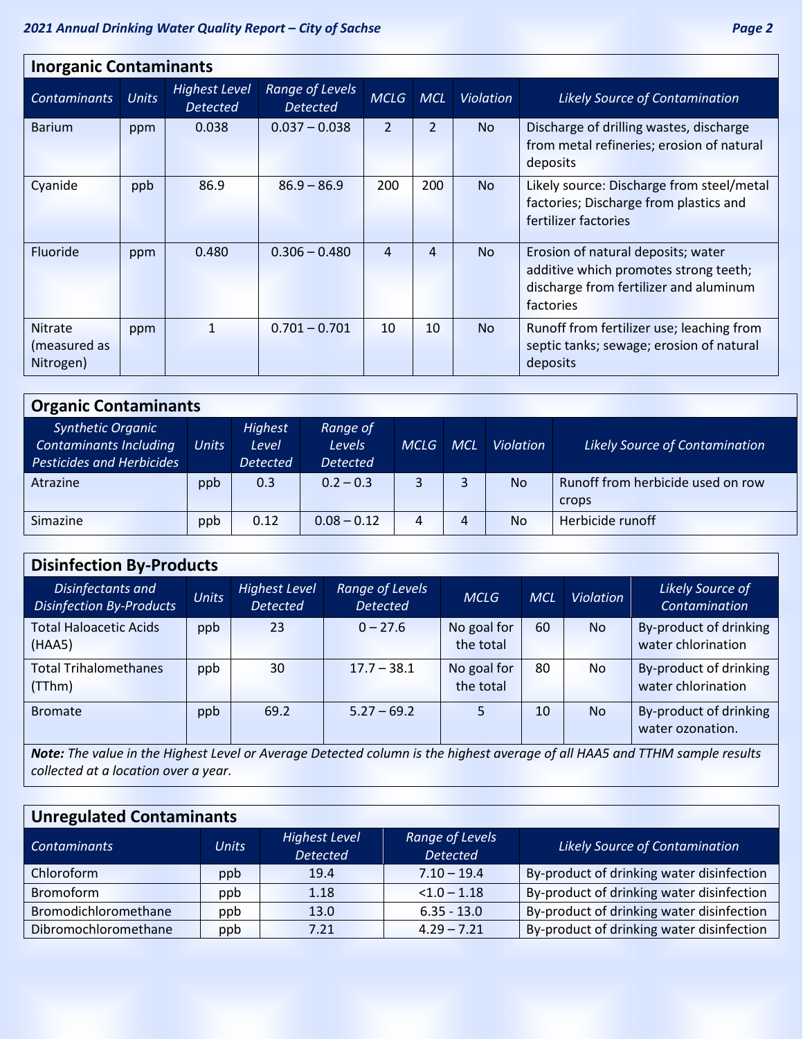## Inorganic Contaminants

| *Contaminants* | *Units* | *Highest Level Detected* | *Range of Levels Detected* | *MCLG* | *MCL* | *Violation* | *Likely Source of Contamination* |
|---|---|---|---|---|---|---|---|
| Barium | ppm | 0.038 | 0.037 – 0.038 | 2 | 2 | No | Discharge of drilling wastes, discharge from metal refineries; erosion of natural deposits |
| Cyanide | ppb | 86.9 | 86.9 – 86.9 | 200 | 200 | No | Likely source: Discharge from steel/metal factories; Discharge from plastics and fertilizer factories |
| Fluoride | ppm | 0.480 | 0.306 – 0.480 | 4 | 4 | No | Erosion of natural deposits; water additive which promotes strong teeth; discharge from fertilizer and aluminum factories |
| Nitrate (measured as Nitrogen) | ppm | 1 | 0.701 – 0.701 | 10 | 10 | No | Runoff from fertilizer use; leaching from septic tanks; sewage; erosion of natural deposits |

## Organic Contaminants

| *Synthetic Organic Contaminants Including Pesticides and Herbicides* | *Units* | *Highest Level Detected* | *Range of Levels Detected* | *MCLG* | *MCL* | *Violation* | *Likely Source of Contamination* |
|---|---|---|---|---|---|---|---|
| Atrazine | ppb | 0.3 | 0.2 – 0.3 | 3 | 3 | No | Runoff from herbicide used on row crops |
| Simazine | ppb | 0.12 | 0.08 – 0.12 | 4 | 4 | No | Herbicide runoff |

## Disinfection By-Products

| *Disinfectants and Disinfection By-Products* | *Units* | *Highest Level Detected* | *Range of Levels Detected* | *MCLG* | *MCL* | *Violation* | *Likely Source of Contamination* |
|---|---|---|---|---|---|---|---|
| Total Haloacetic Acids (HAA5) | ppb | 23 | 0 – 27.6 | No goal for the total | 60 | No | By-product of drinking water chlorination |
| Total Trihalomethanes (TThm) | ppb | 30 | 17.7 – 38.1 | No goal for the total | 80 | No | By-product of drinking water chlorination |
| Bromate | ppb | 69.2 | 5.27 – 69.2 | 5 | 10 | No | By-product of drinking water ozonation. |

***Note:*** *The value in the Highest Level or Average Detected column is the highest average of all HAA5 and TTHM sample results collected at a location over a year.*

## Unregulated Contaminants

| *Contaminants* | *Units* | *Highest Level Detected* | *Range of Levels Detected* | *Likely Source of Contamination* |
|---|---|---|---|---|
| Chloroform | ppb | 19.4 | 7.10 – 19.4 | By-product of drinking water disinfection |
| Bromoform | ppb | 1.18 | <1.0 – 1.18 | By-product of drinking water disinfection |
| Bromodichloromethane | ppb | 13.0 | 6.35 - 13.0 | By-product of drinking water disinfection |
| Dibromochloromethane | ppb | 7.21 | 4.29 – 7.21 | By-product of drinking water disinfection |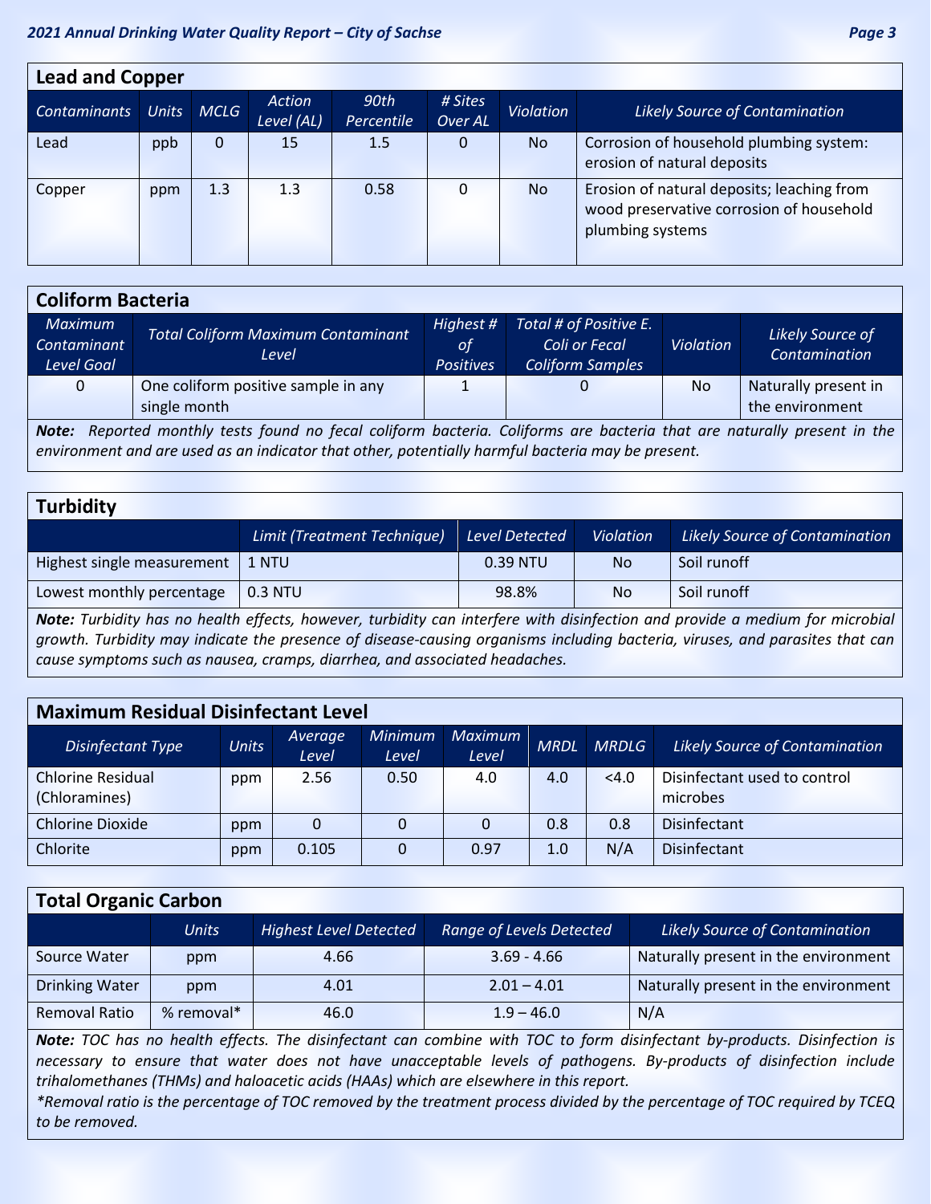## Lead and Copper

| Contaminants | Units | MCLG | Action Level (AL) | 90th Percentile | # Sites Over AL | Violation | Likely Source of Contamination |
|---|---|---|---|---|---|---|---|
| Lead | ppb | 0 | 15 | 1.5 | 0 | No | Corrosion of household plumbing system: erosion of natural deposits |
| Copper | ppm | 1.3 | 1.3 | 0.58 | 0 | No | Erosion of natural deposits; leaching from wood preservative corrosion of household plumbing systems |

## Coliform Bacteria

| Maximum Contaminant Level Goal | Total Coliform Maximum Contaminant Level | Highest # of Positives | Total # of Positive E. Coli or Fecal Coliform Samples | Violation | Likely Source of Contamination |
|---|---|---|---|---|---|
| 0 | One coliform positive sample in any single month | 1 | 0 | No | Naturally present in the environment |

***Note:*** *Reported monthly tests found no fecal coliform bacteria. Coliforms are bacteria that are naturally present in the environment and are used as an indicator that other, potentially harmful bacteria may be present.*

## Turbidity

| | Limit (Treatment Technique) | Level Detected | Violation | Likely Source of Contamination |
|---|---|---|---|---|
| Highest single measurement | 1 NTU | 0.39 NTU | No | Soil runoff |
| Lowest monthly percentage | 0.3 NTU | 98.8% | No | Soil runoff |

***Note:*** *Turbidity has no health effects, however, turbidity can interfere with disinfection and provide a medium for microbial growth. Turbidity may indicate the presence of disease-causing organisms including bacteria, viruses, and parasites that can cause symptoms such as nausea, cramps, diarrhea, and associated headaches.*

## Maximum Residual Disinfectant Level

| Disinfectant Type | Units | Average Level | Minimum Level | Maximum Level | MRDL | MRDLG | Likely Source of Contamination |
|---|---|---|---|---|---|---|---|
| Chlorine Residual (Chloramines) | ppm | 2.56 | 0.50 | 4.0 | 4.0 | <4.0 | Disinfectant used to control microbes |
| Chlorine Dioxide | ppm | 0 | 0 | 0 | 0.8 | 0.8 | Disinfectant |
| Chlorite | ppm | 0.105 | 0 | 0.97 | 1.0 | N/A | Disinfectant |

## Total Organic Carbon

| | Units | Highest Level Detected | Range of Levels Detected | Likely Source of Contamination |
|---|---|---|---|---|
| Source Water | ppm | 4.66 | 3.69 - 4.66 | Naturally present in the environment |
| Drinking Water | ppm | 4.01 | 2.01 – 4.01 | Naturally present in the environment |
| Removal Ratio | % removal* | 46.0 | 1.9 – 46.0 | N/A |

***Note:*** *TOC has no health effects. The disinfectant can combine with TOC to form disinfectant by-products. Disinfection is necessary to ensure that water does not have unacceptable levels of pathogens. By-products of disinfection include trihalomethanes (THMs) and haloacetic acids (HAAs) which are elsewhere in this report.*

*\*Removal ratio is the percentage of TOC removed by the treatment process divided by the percentage of TOC required by TCEQ to be removed.*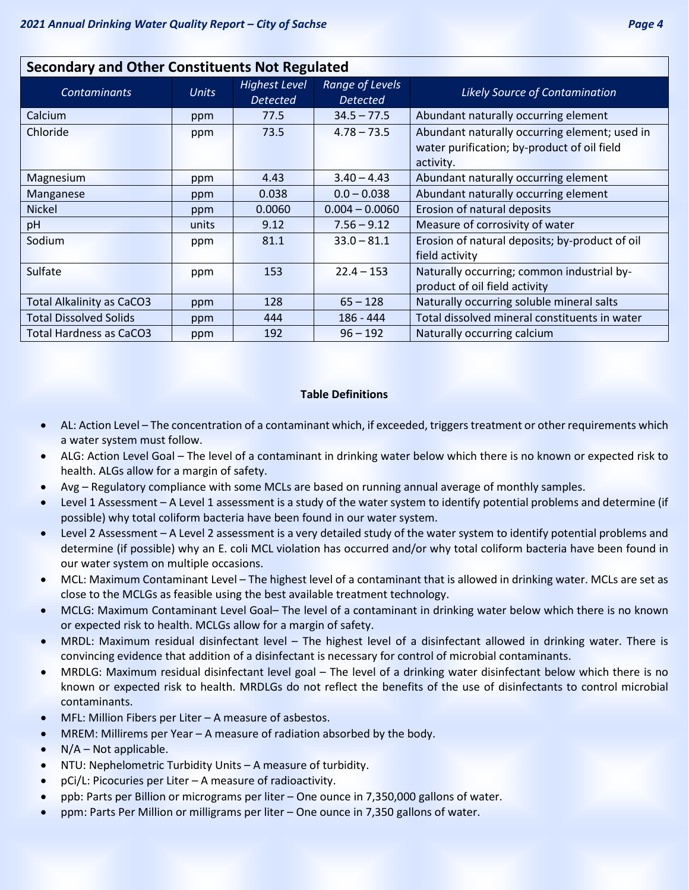## Secondary and Other Constituents Not Regulated

| Contaminants | Units | Highest Level Detected | Range of Levels Detected | Likely Source of Contamination |
|---|---|---|---|---|
| Calcium | ppm | 77.5 | 34.5 – 77.5 | Abundant naturally occurring element |
| Chloride | ppm | 73.5 | 4.78 – 73.5 | Abundant naturally occurring element; used in water purification; by-product of oil field activity. |
| Magnesium | ppm | 4.43 | 3.40 – 4.43 | Abundant naturally occurring element |
| Manganese | ppm | 0.038 | 0.0 – 0.038 | Abundant naturally occurring element |
| Nickel | ppm | 0.0060 | 0.004 – 0.0060 | Erosion of natural deposits |
| pH | units | 9.12 | 7.56 – 9.12 | Measure of corrosivity of water |
| Sodium | ppm | 81.1 | 33.0 – 81.1 | Erosion of natural deposits; by-product of oil field activity |
| Sulfate | ppm | 153 | 22.4 – 153 | Naturally occurring; common industrial by-product of oil field activity |
| Total Alkalinity as $CaCO_3$ | ppm | 128 | 65 – 128 | Naturally occurring soluble mineral salts |
| Total Dissolved Solids | ppm | 444 | 186 - 444 | Total dissolved mineral constituents in water |
| Total Hardness as $CaCO_3$ | ppm | 192 | 96 – 192 | Naturally occurring calcium |

**Table Definitions**

- AL: Action Level – The concentration of a contaminant which, if exceeded, triggers treatment or other requirements which a water system must follow.
- ALG: Action Level Goal – The level of a contaminant in drinking water below which there is no known or expected risk to health. ALGs allow for a margin of safety.
- Avg – Regulatory compliance with some MCLs are based on running annual average of monthly samples.
- Level 1 Assessment – A Level 1 assessment is a study of the water system to identify potential problems and determine (if possible) why total coliform bacteria have been found in our water system.
- Level 2 Assessment – A Level 2 assessment is a very detailed study of the water system to identify potential problems and determine (if possible) why an E. coli MCL violation has occurred and/or why total coliform bacteria have been found in our water system on multiple occasions.
- MCL: Maximum Contaminant Level – The highest level of a contaminant that is allowed in drinking water. MCLs are set as close to the MCLGs as feasible using the best available treatment technology.
- MCLG: Maximum Contaminant Level Goal– The level of a contaminant in drinking water below which there is no known or expected risk to health. MCLGs allow for a margin of safety.
- MRDL: Maximum residual disinfectant level – The highest level of a disinfectant allowed in drinking water. There is convincing evidence that addition of a disinfectant is necessary for control of microbial contaminants.
- MRDLG: Maximum residual disinfectant level goal – The level of a drinking water disinfectant below which there is no known or expected risk to health. MRDLGs do not reflect the benefits of the use of disinfectants to control microbial contaminants.
- MFL: Million Fibers per Liter – A measure of asbestos.
- MREM: Millirems per Year – A measure of radiation absorbed by the body.
- N/A – Not applicable.
- NTU: Nephelometric Turbidity Units – A measure of turbidity.
- pCi/L: Picocuries per Liter – A measure of radioactivity.
- ppb: Parts per Billion or micrograms per liter – One ounce in 7,350,000 gallons of water.
- ppm: Parts Per Million or milligrams per liter – One ounce in 7,350 gallons of water.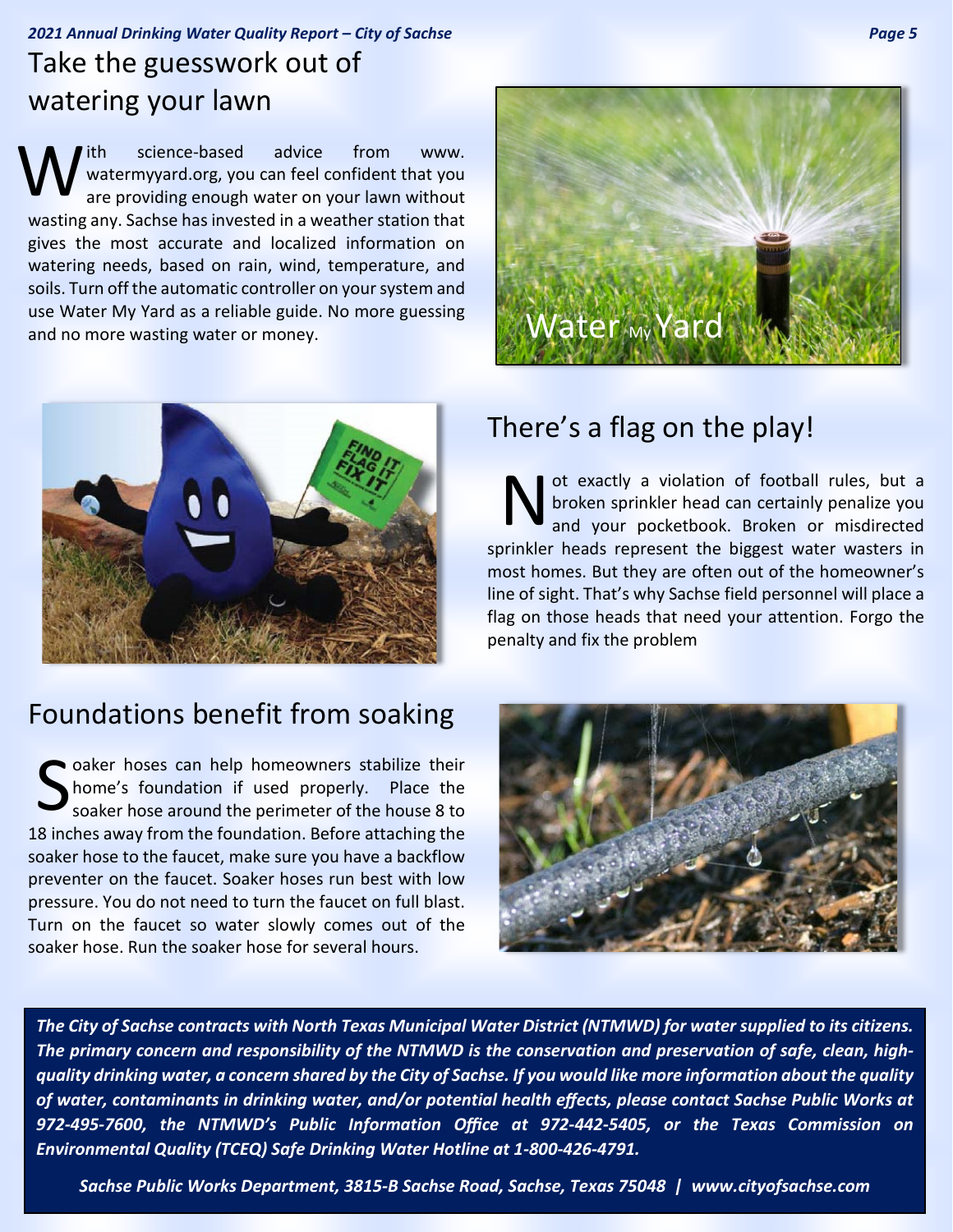## Take the guesswork out of watering your lawn

With science-based advice from www.watermyyard.org, you can feel confident that you are providing enough water on your lawn without wasting any. Sachse has invested in a weather station that gives the most accurate and localized information on watering needs, based on rain, wind, temperature, and soils. Turn off the automatic controller on your system and use Water My Yard as a reliable guide. No more guessing and no more wasting water or money.

## There's a flag on the play!

Not exactly a violation of football rules, but a broken sprinkler head can certainly penalize you and your pocketbook. Broken or misdirected sprinkler heads represent the biggest water wasters in most homes. But they are often out of the homeowner's line of sight. That's why Sachse field personnel will place a flag on those heads that need your attention. Forgo the penalty and fix the problem

## Foundations benefit from soaking

Soaker hoses can help homeowners stabilize their home's foundation if used properly. Place the soaker hose around the perimeter of the house 8 to 18 inches away from the foundation. Before attaching the soaker hose to the faucet, make sure you have a backflow preventer on the faucet. Soaker hoses run best with low pressure. You do not need to turn the faucet on full blast. Turn on the faucet so water slowly comes out of the soaker hose. Run the soaker hose for several hours.

***The City of Sachse contracts with North Texas Municipal Water District (NTMWD) for water supplied to its citizens. The primary concern and responsibility of the NTMWD is the conservation and preservation of safe, clean, high-quality drinking water, a concern shared by the City of Sachse. If you would like more information about the quality of water, contaminants in drinking water, and/or potential health effects, please contact Sachse Public Works at 972-495-7600, the NTMWD's Public Information Office at 972-442-5405, or the Texas Commission on Environmental Quality (TCEQ) Safe Drinking Water Hotline at 1-800-426-4791.***

***Sachse Public Works Department, 3815-B Sachse Road, Sachse, Texas 75048 | www.cityofsachse.com***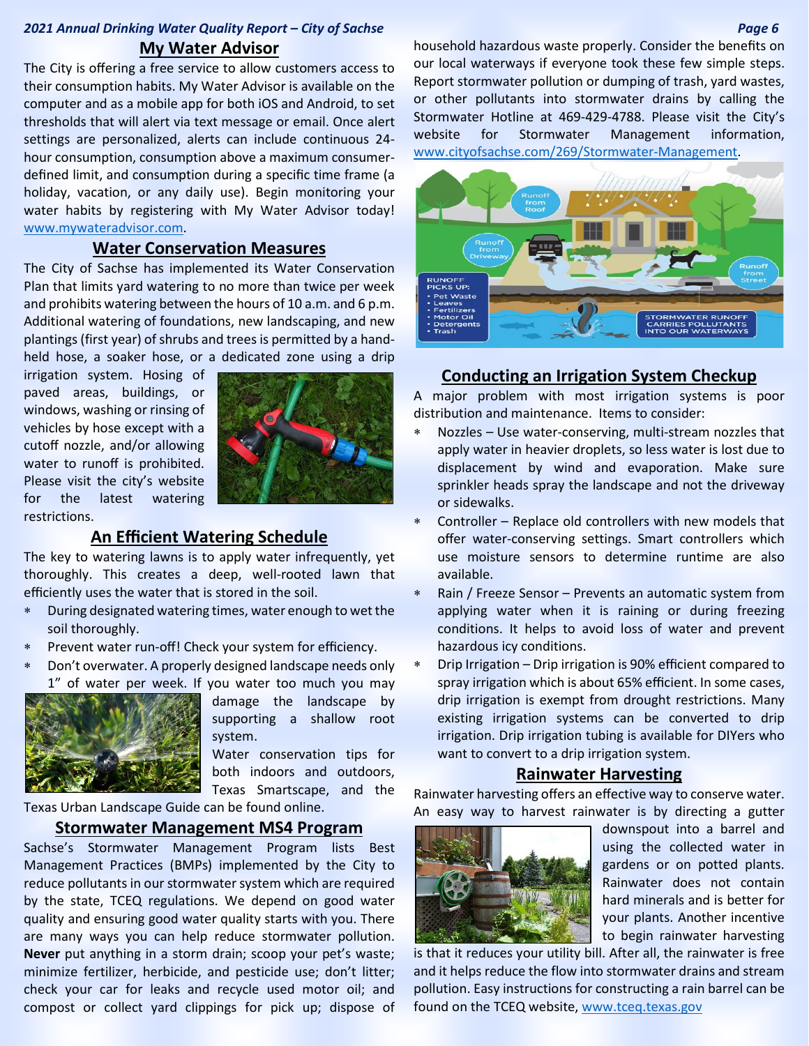## My Water Advisor

The City is offering a free service to allow customers access to their consumption habits. My Water Advisor is available on the computer and as a mobile app for both iOS and Android, to set thresholds that will alert via text message or email. Once alert settings are personalized, alerts can include continuous 24-hour consumption, consumption above a maximum consumer-defined limit, and consumption during a specific time frame (a holiday, vacation, or any daily use). Begin monitoring your water habits by registering with My Water Advisor today! www.mywateradvisor.com.

## Water Conservation Measures

The City of Sachse has implemented its Water Conservation Plan that limits yard watering to no more than twice per week and prohibits watering between the hours of 10 a.m. and 6 p.m. Additional watering of foundations, new landscaping, and new plantings (first year) of shrubs and trees is permitted by a hand-held hose, a soaker hose, or a dedicated zone using a drip irrigation system. Hosing of paved areas, buildings, or windows, washing or rinsing of vehicles by hose except with a cutoff nozzle, and/or allowing water to runoff is prohibited. Please visit the city's website for the latest watering restrictions.

## An Efficient Watering Schedule

The key to watering lawns is to apply water infrequently, yet thoroughly. This creates a deep, well-rooted lawn that efficiently uses the water that is stored in the soil.

- During designated watering times, water enough to wet the soil thoroughly.
- Prevent water run-off! Check your system for efficiency.
- Don't overwater. A properly designed landscape needs only 1" of water per week. If you water too much you may damage the landscape by supporting a shallow root system.

Water conservation tips for both indoors and outdoors, Texas Smartscape, and the Texas Urban Landscape Guide can be found online.

## Stormwater Management MS4 Program

Sachse's Stormwater Management Program lists Best Management Practices (BMPs) implemented by the City to reduce pollutants in our stormwater system which are required by the state, TCEQ regulations. We depend on good water quality and ensuring good water quality starts with you. There are many ways you can help reduce stormwater pollution. **Never** put anything in a storm drain; scoop your pet's waste; minimize fertilizer, herbicide, and pesticide use; don't litter; check your car for leaks and recycle used motor oil; and compost or collect yard clippings for pick up; dispose of household hazardous waste properly. Consider the benefits on our local waterways if everyone took these few simple steps. Report stormwater pollution or dumping of trash, yard wastes, or other pollutants into stormwater drains by calling the Stormwater Hotline at 469-429-4788. Please visit the City's website for Stormwater Management information, www.cityofsachse.com/269/Stormwater-Management.

Runoff from Roof

Runoff from Driveway

Runoff from Street

RUNOFF PICKS UP:
- Pet Waste
- Leaves
- Fertilizers
- Motor Oil
- Detergents
- Trash

STORMWATER RUNOFF CARRIES POLLUTANTS INTO OUR WATERWAYS

## Conducting an Irrigation System Checkup

A major problem with most irrigation systems is poor distribution and maintenance. Items to consider:

- Nozzles – Use water-conserving, multi-stream nozzles that apply water in heavier droplets, so less water is lost due to displacement by wind and evaporation. Make sure sprinkler heads spray the landscape and not the driveway or sidewalks.
- Controller – Replace old controllers with new models that offer water-conserving settings. Smart controllers which use moisture sensors to determine runtime are also available.
- Rain / Freeze Sensor – Prevents an automatic system from applying water when it is raining or during freezing conditions. It helps to avoid loss of water and prevent hazardous icy conditions.
- Drip Irrigation – Drip irrigation is 90% efficient compared to spray irrigation which is about 65% efficient. In some cases, drip irrigation is exempt from drought restrictions. Many existing irrigation systems can be converted to drip irrigation. Drip irrigation tubing is available for DIYers who want to convert to a drip irrigation system.

## Rainwater Harvesting

Rainwater harvesting offers an effective way to conserve water. An easy way to harvest rainwater is by directing a gutter downspout into a barrel and using the collected water in gardens or on potted plants. Rainwater does not contain hard minerals and is better for your plants. Another incentive to begin rainwater harvesting is that it reduces your utility bill. After all, the rainwater is free and it helps reduce the flow into stormwater drains and stream pollution. Easy instructions for constructing a rain barrel can be found on the TCEQ website, www.tceq.texas.gov